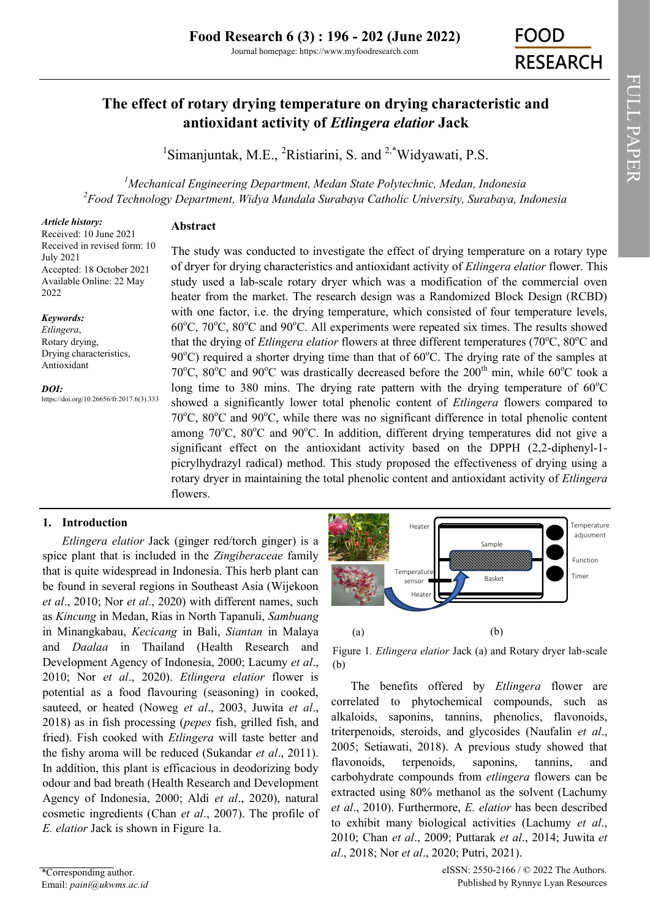# The effect of rotary drying temperature on drying characteristic and antioxidant activity of *Etlingera elatior* Jack

Simanjuntak, M.E.[1], Ristiarini, S.[2] and Widyawati, P.S.[2,*]

[1]*Mechanical Engineering Department, Medan State Polytechnic, Medan, Indonesia*
[2]*Food Technology Department, Widya Mandala Surabaya Catholic University, Surabaya, Indonesia*

***Article history:***
Received: 10 June 2021
Received in revised form: 10 July 2021
Accepted: 18 October 2021
Available Online: 22 May 2022

***Keywords:***
*Etlingera*,
Rotary drying,
Drying characteristics,
Antioxidant

***DOI:***
https://doi.org/10.26656/fr.2017.6(3).333

## Abstract

The study was conducted to investigate the effect of drying temperature on a rotary type of dryer for drying characteristics and antioxidant activity of *Etlingera elatior* flower. This study used a lab-scale rotary dryer which was a modification of the commercial oven heater from the market. The research design was a Randomized Block Design (RCBD) with one factor, i.e. the drying temperature, which consisted of four temperature levels, 60°C, 70°C, 80°C and 90°C. All experiments were repeated six times. The results showed that the drying of *Etlingera elatior* flowers at three different temperatures (70°C, 80°C and 90°C) required a shorter drying time than that of 60°C. The drying rate of the samples at 70°C, 80°C and 90°C was drastically decreased before the 200[th] min, while 60°C took a long time to 380 mins. The drying rate pattern with the drying temperature of 60°C showed a significantly lower total phenolic content of *Etlingera* flowers compared to 70°C, 80°C and 90°C, while there was no significant difference in total phenolic content among 70°C, 80°C and 90°C. In addition, different drying temperatures did not give a significant effect on the antioxidant activity based on the DPPH (2,2-diphenyl-1-picrylhydrazyl radical) method. This study proposed the effectiveness of drying using a rotary dryer in maintaining the total phenolic content and antioxidant activity of *Etlingera* flowers.

## 1. Introduction

*Etlingera elatior* Jack (ginger red/torch ginger) is a spice plant that is included in the *Zingiberaceae* family that is quite widespread in Indonesia. This herb plant can be found in several regions in Southeast Asia (Wijekoon *et al*., 2010; Nor *et al*., 2020) with different names, such as *Kincung* in Medan, Rias in North Tapanuli, *Sambuang* in Minangkabau, *Kecicang* in Bali, *Siantan* in Malaya and *Daalaa* in Thailand (Health Research and Development Agency of Indonesia, 2000; Lacumy *et al*., 2010; Nor *et al*., 2020). *Etlingera elatior* flower is potential as a food flavouring (seasoning) in cooked, sauteed, or heated (Noweg *et al*., 2003, Juwita *et al*., 2018) as in fish processing (*pepes* fish, grilled fish, and fried). Fish cooked with *Etlingera* will taste better and the fishy aroma will be reduced (Sukandar *et al*., 2011). In addition, this plant is efficacious in deodorizing body odour and bad breath (Health Research and Development Agency of Indonesia, 2000; Aldi *et al*., 2020), natural cosmetic ingredients (Chan *et al*., 2007). The profile of *E. elatior* Jack is shown in Figure 1a.

Figure 1. *Etlingera elatior* Jack (a) and Rotary dryer lab-scale (b)

The benefits offered by *Etlingera* flower are correlated to phytochemical compounds, such as alkaloids, saponins, tannins, phenolics, flavonoids, triterpenoids, steroids, and glycosides (Naufalin *et al*., 2005; Setiawati, 2018). A previous study showed that flavonoids, terpenoids, saponins, tannins, and carbohydrate compounds from *etlingera* flowers can be extracted using 80% methanol as the solvent (Lachumy *et al*., 2010). Furthermore, *E. elatior* has been described to exhibit many biological activities (Lachumy *et al*., 2010; Chan *et al*., 2009; Puttarak *et al*., 2014; Juwita *et al*., 2018; Nor *et al*., 2020; Putri, 2021).

*Corresponding author.
Email: *paini@ukwms.ac.id*

eISSN: 2550-2166 / © 2022 The Authors.
Published by Rynnye Lyan Resources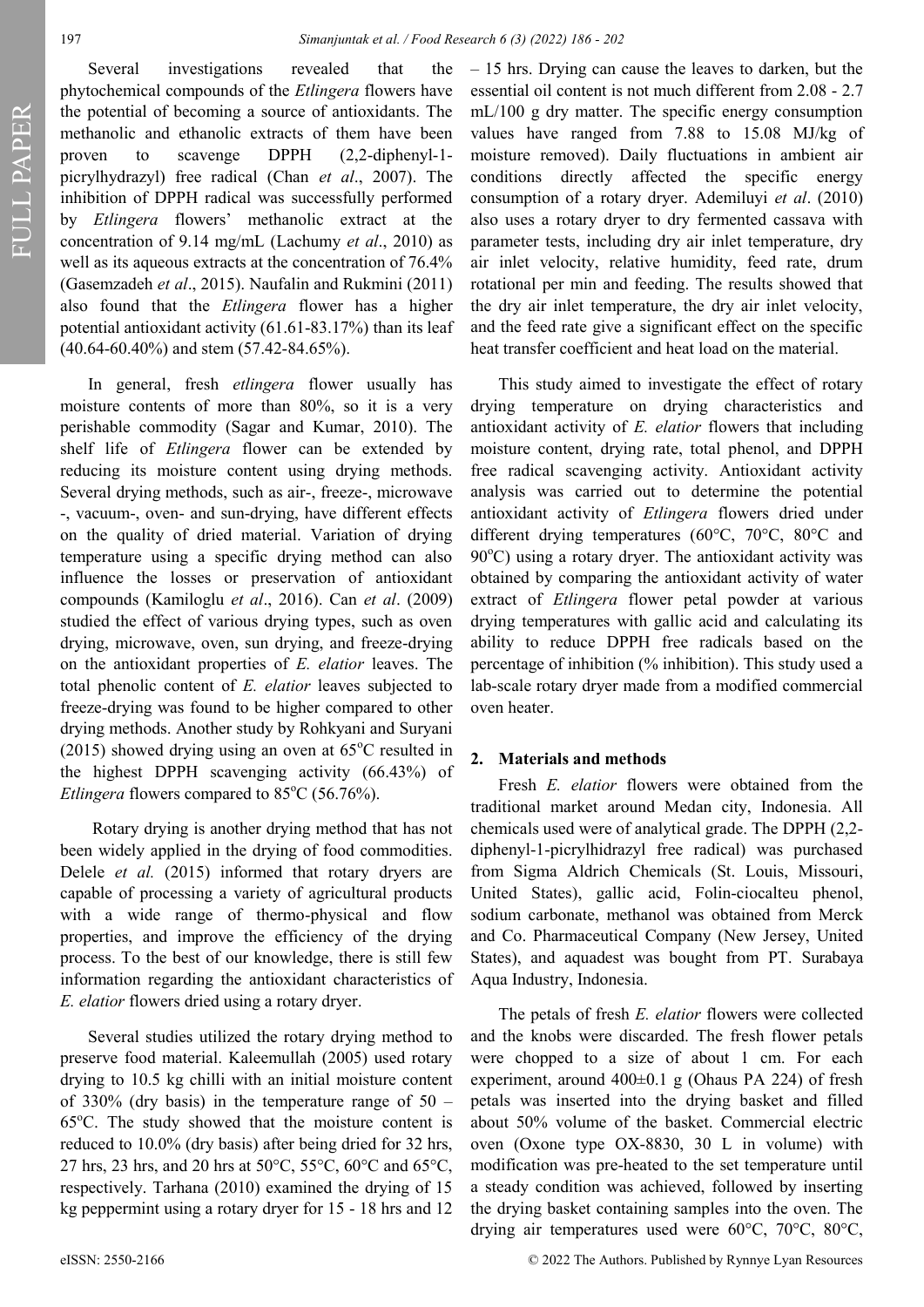Several investigations revealed that the phytochemical compounds of the *Etlingera* flowers have the potential of becoming a source of antioxidants. The methanolic and ethanolic extracts of them have been proven to scavenge DPPH (2,2-diphenyl-1-picrylhydrazyl) free radical (Chan *et al*., 2007). The inhibition of DPPH radical was successfully performed by *Etlingera* flowers' methanolic extract at the concentration of 9.14 mg/mL (Lachumy *et al*., 2010) as well as its aqueous extracts at the concentration of 76.4% (Gasemzadeh *et al*., 2015). Naufalin and Rukmini (2011) also found that the *Etlingera* flower has a higher potential antioxidant activity (61.61-83.17%) than its leaf (40.64-60.40%) and stem (57.42-84.65%).

In general, fresh *etlingera* flower usually has moisture contents of more than 80%, so it is a very perishable commodity (Sagar and Kumar, 2010). The shelf life of *Etlingera* flower can be extended by reducing its moisture content using drying methods. Several drying methods, such as air-, freeze-, microwave -, vacuum-, oven- and sun-drying, have different effects on the quality of dried material. Variation of drying temperature using a specific drying method can also influence the losses or preservation of antioxidant compounds (Kamiloglu *et al*., 2016). Can *et al*. (2009) studied the effect of various drying types, such as oven drying, microwave, oven, sun drying, and freeze-drying on the antioxidant properties of *E. elatior* leaves. The total phenolic content of *E. elatior* leaves subjected to freeze-drying was found to be higher compared to other drying methods. Another study by Rohkyani and Suryani (2015) showed drying using an oven at 65°C resulted in the highest DPPH scavenging activity (66.43%) of *Etlingera* flowers compared to 85°C (56.76%).

Rotary drying is another drying method that has not been widely applied in the drying of food commodities. Delele *et al.* (2015) informed that rotary dryers are capable of processing a variety of agricultural products with a wide range of thermo-physical and flow properties, and improve the efficiency of the drying process. To the best of our knowledge, there is still few information regarding the antioxidant characteristics of *E. elatior* flowers dried using a rotary dryer.

Several studies utilized the rotary drying method to preserve food material. Kaleemullah (2005) used rotary drying to 10.5 kg chilli with an initial moisture content of 330% (dry basis) in the temperature range of 50 – 65°C. The study showed that the moisture content is reduced to 10.0% (dry basis) after being dried for 32 hrs, 27 hrs, 23 hrs, and 20 hrs at 50°C, 55°C, 60°C and 65°C, respectively. Tarhana (2010) examined the drying of 15 kg peppermint using a rotary dryer for 15 - 18 hrs and 12 – 15 hrs. Drying can cause the leaves to darken, but the essential oil content is not much different from 2.08 - 2.7 mL/100 g dry matter. The specific energy consumption values have ranged from 7.88 to 15.08 MJ/kg of moisture removed). Daily fluctuations in ambient air conditions directly affected the specific energy consumption of a rotary dryer. Ademiluyi *et al*. (2010) also uses a rotary dryer to dry fermented cassava with parameter tests, including dry air inlet temperature, dry air inlet velocity, relative humidity, feed rate, drum rotational per min and feeding. The results showed that the dry air inlet temperature, the dry air inlet velocity, and the feed rate give a significant effect on the specific heat transfer coefficient and heat load on the material.

This study aimed to investigate the effect of rotary drying temperature on drying characteristics and antioxidant activity of *E. elatior* flowers that including moisture content, drying rate, total phenol, and DPPH free radical scavenging activity. Antioxidant activity analysis was carried out to determine the potential antioxidant activity of *Etlingera* flowers dried under different drying temperatures (60°C, 70°C, 80°C and 90°C) using a rotary dryer. The antioxidant activity was obtained by comparing the antioxidant activity of water extract of *Etlingera* flower petal powder at various drying temperatures with gallic acid and calculating its ability to reduce DPPH free radicals based on the percentage of inhibition (% inhibition). This study used a lab-scale rotary dryer made from a modified commercial oven heater.

## 2. Materials and methods

Fresh *E. elatior* flowers were obtained from the traditional market around Medan city, Indonesia. All chemicals used were of analytical grade. The DPPH (2,2-diphenyl-1-picrylhidrazyl free radical) was purchased from Sigma Aldrich Chemicals (St. Louis, Missouri, United States), gallic acid, Folin-ciocalteu phenol, sodium carbonate, methanol was obtained from Merck and Co. Pharmaceutical Company (New Jersey, United States), and aquadest was bought from PT. Surabaya Aqua Industry, Indonesia.

The petals of fresh *E. elatior* flowers were collected and the knobs were discarded. The fresh flower petals were chopped to a size of about 1 cm. For each experiment, around 400±0.1 g (Ohaus PA 224) of fresh petals was inserted into the drying basket and filled about 50% volume of the basket. Commercial electric oven (Oxone type OX-8830, 30 L in volume) with modification was pre-heated to the set temperature until a steady condition was achieved, followed by inserting the drying basket containing samples into the oven. The drying air temperatures used were 60°C, 70°C, 80°C,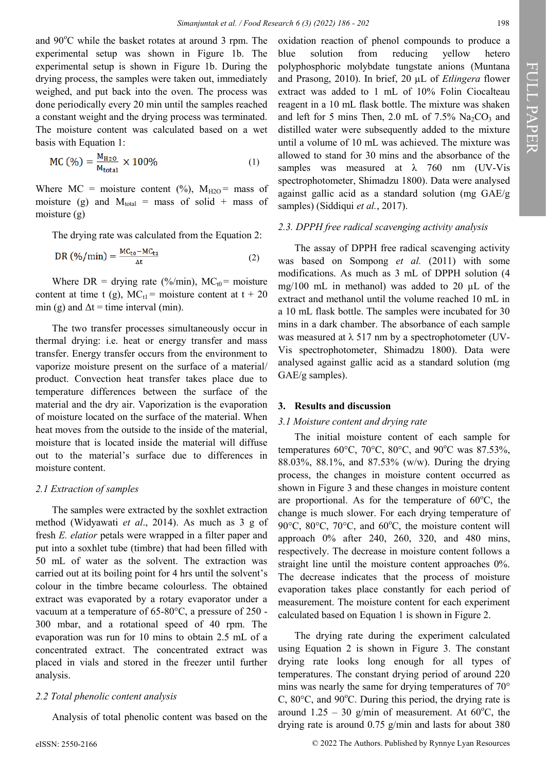and 90°C while the basket rotates at around 3 rpm. The experimental setup was shown in Figure 1b. The experimental setup is shown in Figure 1b. During the drying process, the samples were taken out, immediately weighed, and put back into the oven. The process was done periodically every 20 min until the samples reached a constant weight and the drying process was terminated. The moisture content was calculated based on a wet basis with Equation 1:

$$MC\ (\%) = \frac{M_{H2O}}{M_{total}} \times 100\% \tag{1}$$

Where MC = moisture content (%), $M_{H2O}$ = mass of moisture (g) and $M_{total}$ = mass of solid + mass of moisture (g)

The drying rate was calculated from the Equation 2:

$$DR\ (\%/min) = \frac{MC_{t0} - MC_{t1}}{\Delta t} \tag{2}$$

Where DR = drying rate (%/min), $MC_{t0}$ = moisture content at time t (g), $MC_{t1}$ = moisture content at t + 20 min (g) and Δt = time interval (min).

The two transfer processes simultaneously occur in thermal drying: i.e. heat or energy transfer and mass transfer. Energy transfer occurs from the environment to vaporize moisture present on the surface of a material/ product. Convection heat transfer takes place due to temperature differences between the surface of the material and the dry air. Vaporization is the evaporation of moisture located on the surface of the material. When heat moves from the outside to the inside of the material, moisture that is located inside the material will diffuse out to the material's surface due to differences in moisture content.

### *2.1 Extraction of samples*

The samples were extracted by the soxhlet extraction method (Widyawati *et al*., 2014). As much as 3 g of fresh *E. elatior* petals were wrapped in a filter paper and put into a soxhlet tube (timbre) that had been filled with 50 mL of water as the solvent. The extraction was carried out at its boiling point for 4 hrs until the solvent's colour in the timbre became colourless. The obtained extract was evaporated by a rotary evaporator under a vacuum at a temperature of 65-80°C, a pressure of 250 - 300 mbar, and a rotational speed of 40 rpm. The evaporation was run for 10 mins to obtain 2.5 mL of a concentrated extract. The concentrated extract was placed in vials and stored in the freezer until further analysis.

### *2.2 Total phenolic content analysis*

Analysis of total phenolic content was based on the oxidation reaction of phenol compounds to produce a blue solution from reducing yellow hetero polyphosphoric molybdate tungstate anions (Muntana and Prasong, 2010). In brief, 20 μL of *Etlingera* flower extract was added to 1 mL of 10% Folin Ciocalteau reagent in a 10 mL flask bottle. The mixture was shaken and left for 5 mins Then, 2.0 mL of 7.5% $Na_2CO_3$ and distilled water were subsequently added to the mixture until a volume of 10 mL was achieved. The mixture was allowed to stand for 30 mins and the absorbance of the samples was measured at λ 760 nm (UV-Vis spectrophotometer, Shimadzu 1800). Data were analysed against gallic acid as a standard solution (mg GAE/g samples) (Siddiqui *et al*., 2017).

### *2.3. DPPH free radical scavenging activity analysis*

The assay of DPPH free radical scavenging activity was based on Sompong *et al.* (2011) with some modifications. As much as 3 mL of DPPH solution (4 mg/100 mL in methanol) was added to 20 μL of the extract and methanol until the volume reached 10 mL in a 10 mL flask bottle. The samples were incubated for 30 mins in a dark chamber. The absorbance of each sample was measured at λ 517 nm by a spectrophotometer (UV-Vis spectrophotometer, Shimadzu 1800). Data were analysed against gallic acid as a standard solution (mg GAE/g samples).

## 3. Results and discussion

### *3.1 Moisture content and drying rate*

The initial moisture content of each sample for temperatures 60°C, 70°C, 80°C, and 90°C was 87.53%, 88.03%, 88.1%, and 87.53% (w/w). During the drying process, the changes in moisture content occurred as shown in Figure 3 and these changes in moisture content are proportional. As for the temperature of 60°C, the change is much slower. For each drying temperature of 90°C, 80°C, 70°C, and 60°C, the moisture content will approach 0% after 240, 260, 320, and 480 mins, respectively. The decrease in moisture content follows a straight line until the moisture content approaches 0%. The decrease indicates that the process of moisture evaporation takes place constantly for each period of measurement. The moisture content for each experiment calculated based on Equation 1 is shown in Figure 2.

The drying rate during the experiment calculated using Equation 2 is shown in Figure 3. The constant drying rate looks long enough for all types of temperatures. The constant drying period of around 220 mins was nearly the same for drying temperatures of 70° C, 80°C, and 90°C. During this period, the drying rate is around 1.25 – 30 g/min of measurement. At 60°C, the drying rate is around 0.75 g/min and lasts for about 380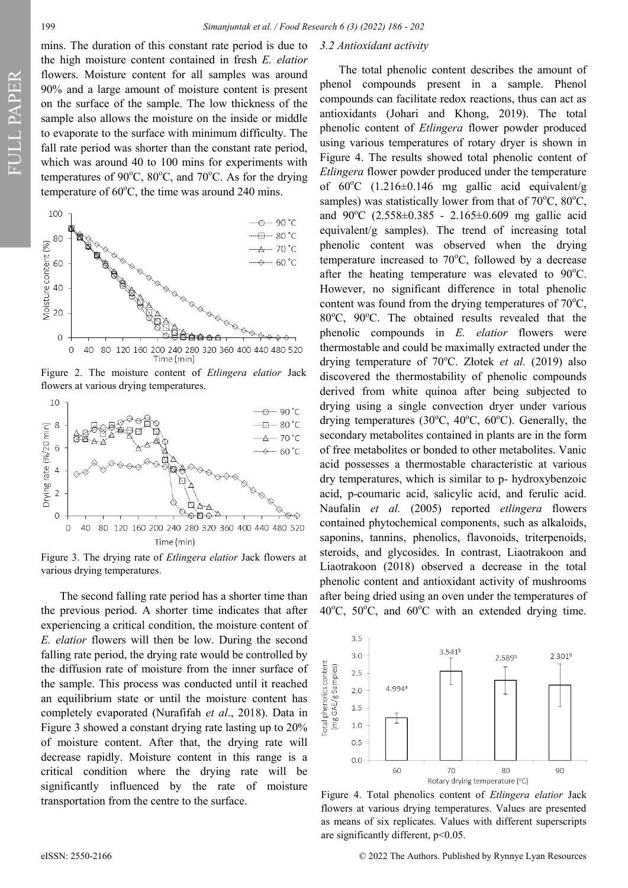mins. The duration of this constant rate period is due to the high moisture content contained in fresh *E. elatior* flowers. Moisture content for all samples was around 90% and a large amount of moisture content is present on the surface of the sample. The low thickness of the sample also allows the moisture on the inside or middle to evaporate to the surface with minimum difficulty. The fall rate period was shorter than the constant rate period, which was around 40 to 100 mins for experiments with temperatures of 90°C, 80°C, and 70°C. As for the drying temperature of 60°C, the time was around 240 mins.

Figure 2. The moisture content of *Etlingera elatior* Jack flowers at various drying temperatures.

Figure 3. The drying rate of *Etlingera elatior* Jack flowers at various drying temperatures.

The second falling rate period has a shorter time than the previous period. A shorter time indicates that after experiencing a critical condition, the moisture content of *E. elatior* flowers will then be low. During the second falling rate period, the drying rate would be controlled by the diffusion rate of moisture from the inner surface of the sample. This process was conducted until it reached an equilibrium state or until the moisture content has completely evaporated (Nurafifah *et al*., 2018). Data in Figure 3 showed a constant drying rate lasting up to 20% of moisture content. After that, the drying rate will decrease rapidly. Moisture content in this range is a critical condition where the drying rate will be significantly influenced by the rate of moisture transportation from the centre to the surface.

### 3.2 Antioxidant activity

The total phenolic content describes the amount of phenol compounds present in a sample. Phenol compounds can facilitate redox reactions, thus can act as antioxidants (Johari and Khong, 2019). The total phenolic content of *Etlingera* flower powder produced using various temperatures of rotary dryer is shown in Figure 4. The results showed total phenolic content of *Etlingera* flower powder produced under the temperature of 60°C (1.216±0.146 mg gallic acid equivalent/g samples) was statistically lower from that of 70°C, 80°C, and 90°C (2.558±0.385 - 2.165±0.609 mg gallic acid equivalent/g samples). The trend of increasing total phenolic content was observed when the drying temperature increased to 70°C, followed by a decrease after the heating temperature was elevated to 90°C. However, no significant difference in total phenolic content was found from the drying temperatures of 70°C, 80°C, 90°C. The obtained results revealed that the phenolic compounds in *E. elatior* flowers were thermostable and could be maximally extracted under the drying temperature of 70°C. Złotek *et al.* (2019) also discovered the thermostability of phenolic compounds derived from white quinoa after being subjected to drying using a single convection dryer under various drying temperatures (30°C, 40°C, 60°C). Generally, the secondary metabolites contained in plants are in the form of free metabolites or bonded to other metabolites. Vanic acid possesses a thermostable characteristic at various dry temperatures, which is similar to p- hydroxybenzoic acid, p-coumaric acid, salicylic acid, and ferulic acid. Naufalin *et al.* (2005) reported *etlingera* flowers contained phytochemical components, such as alkaloids, saponins, tannins, phenolics, flavonoids, triterpenoids, steroids, and glycosides. In contrast, Liaotrakoon and Liaotrakoon (2018) observed a decrease in the total phenolic content and antioxidant activity of mushrooms after being dried using an oven under the temperatures of 40°C, 50°C, and 60°C with an extended drying time.

Figure 4. Total phenolics content of *Etlingera elatior* Jack flowers at various drying temperatures. Values are presented as means of six replicates. Values with different superscripts are significantly different, $p<0.05$.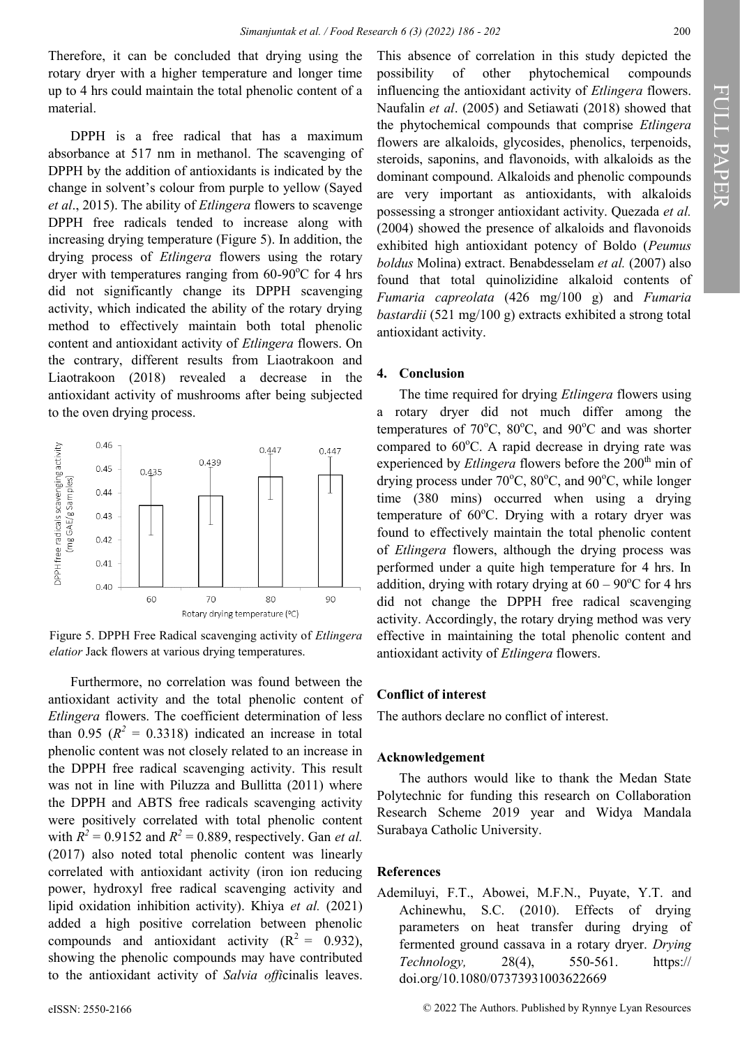Therefore, it can be concluded that drying using the rotary dryer with a higher temperature and longer time up to 4 hrs could maintain the total phenolic content of a material.

DPPH is a free radical that has a maximum absorbance at 517 nm in methanol. The scavenging of DPPH by the addition of antioxidants is indicated by the change in solvent's colour from purple to yellow (Sayed *et al*., 2015). The ability of *Etlingera* flowers to scavenge DPPH free radicals tended to increase along with increasing drying temperature (Figure 5). In addition, the drying process of *Etlingera* flowers using the rotary dryer with temperatures ranging from 60-90°C for 4 hrs did not significantly change its DPPH scavenging activity, which indicated the ability of the rotary drying method to effectively maintain both total phenolic content and antioxidant activity of *Etlingera* flowers. On the contrary, different results from Liaotrakoon and Liaotrakoon (2018) revealed a decrease in the antioxidant activity of mushrooms after being subjected to the oven drying process.

Figure 5. DPPH Free Radical scavenging activity of *Etlingera elatior* Jack flowers at various drying temperatures.

Furthermore, no correlation was found between the antioxidant activity and the total phenolic content of *Etlingera* flowers. The coefficient determination of less than 0.95 ($R^2$ = 0.3318) indicated an increase in total phenolic content was not closely related to an increase in the DPPH free radical scavenging activity. This result was not in line with Piluzza and Bullitta (2011) where the DPPH and ABTS free radicals scavenging activity were positively correlated with total phenolic content with $R^2$ = 0.9152 and $R^2$ = 0.889, respectively. Gan *et al.* (2017) also noted total phenolic content was linearly correlated with antioxidant activity (iron ion reducing power, hydroxyl free radical scavenging activity and lipid oxidation inhibition activity). Khiya *et al.* (2021) added a high positive correlation between phenolic compounds and antioxidant activity ($R^2$ = 0.932), showing the phenolic compounds may have contributed to the antioxidant activity of *Salvia officinalis* leaves. This absence of correlation in this study depicted the possibility of other phytochemical compounds influencing the antioxidant activity of *Etlingera* flowers. Naufalin *et al*. (2005) and Setiawati (2018) showed that the phytochemical compounds that comprise *Etlingera* flowers are alkaloids, glycosides, phenolics, terpenoids, steroids, saponins, and flavonoids, with alkaloids as the dominant compound. Alkaloids and phenolic compounds are very important as antioxidants, with alkaloids possessing a stronger antioxidant activity. Quezada *et al.* (2004) showed the presence of alkaloids and flavonoids exhibited high antioxidant potency of Boldo (*Peumus boldus* Molina) extract. Benabdesselam *et al.* (2007) also found that total quinolizidine alkaloid contents of *Fumaria capreolata* (426 mg/100 g) and *Fumaria bastardii* (521 mg/100 g) extracts exhibited a strong total antioxidant activity.

## 4. Conclusion

The time required for drying *Etlingera* flowers using a rotary dryer did not much differ among the temperatures of 70°C, 80°C, and 90°C and was shorter compared to 60°C. A rapid decrease in drying rate was experienced by *Etlingera* flowers before the 200th min of drying process under 70°C, 80°C, and 90°C, while longer time (380 mins) occurred when using a drying temperature of 60°C. Drying with a rotary dryer was found to effectively maintain the total phenolic content of *Etlingera* flowers, although the drying process was performed under a quite high temperature for 4 hrs. In addition, drying with rotary drying at 60 – 90°C for 4 hrs did not change the DPPH free radical scavenging activity. Accordingly, the rotary drying method was very effective in maintaining the total phenolic content and antioxidant activity of *Etlingera* flowers.

## Conflict of interest

The authors declare no conflict of interest.

## Acknowledgement

The authors would like to thank the Medan State Polytechnic for funding this research on Collaboration Research Scheme 2019 year and Widya Mandala Surabaya Catholic University.

## References

Ademiluyi, F.T., Abowei, M.F.N., Puyate, Y.T. and Achinewhu, S.C. (2010). Effects of drying parameters on heat transfer during drying of fermented ground cassava in a rotary dryer. *Drying Technology,* 28(4), 550-561. https://doi.org/10.1080/07373931003622669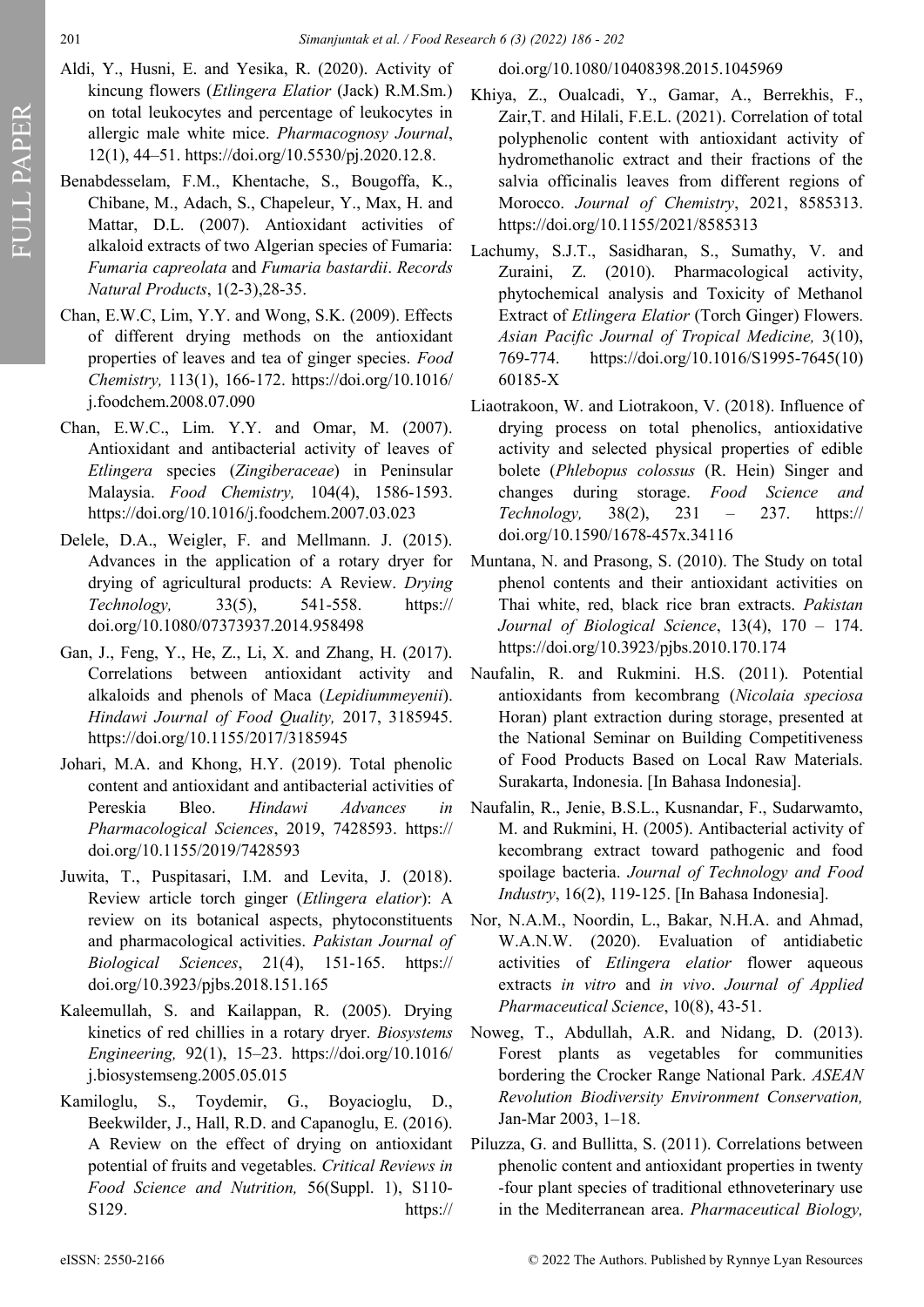Aldi, Y., Husni, E. and Yesika, R. (2020). Activity of kincung flowers (*Etlingera Elatior* (Jack) R.M.Sm.) on total leukocytes and percentage of leukocytes in allergic male white mice. *Pharmacognosy Journal*, 12(1), 44–51. https://doi.org/10.5530/pj.2020.12.8.

Benabdesselam, F.M., Khentache, S., Bougoffa, K., Chibane, M., Adach, S., Chapeleur, Y., Max, H. and Mattar, D.L. (2007). Antioxidant activities of alkaloid extracts of two Algerian species of Fumaria: *Fumaria capreolata* and *Fumaria bastardii*. *Records Natural Products*, 1(2-3),28-35.

Chan, E.W.C, Lim, Y.Y. and Wong, S.K. (2009). Effects of different drying methods on the antioxidant properties of leaves and tea of ginger species. *Food Chemistry,* 113(1), 166-172. https://doi.org/10.1016/j.foodchem.2008.07.090

Chan, E.W.C., Lim. Y.Y. and Omar, M. (2007). Antioxidant and antibacterial activity of leaves of *Etlingera* species (*Zingiberaceae*) in Peninsular Malaysia. *Food Chemistry,* 104(4), 1586-1593. https://doi.org/10.1016/j.foodchem.2007.03.023

Delele, D.A., Weigler, F. and Mellmann. J. (2015). Advances in the application of a rotary dryer for drying of agricultural products: A Review. *Drying Technology,* 33(5), 541-558. https://doi.org/10.1080/07373937.2014.958498

Gan, J., Feng, Y., He, Z., Li, X. and Zhang, H. (2017). Correlations between antioxidant activity and alkaloids and phenols of Maca (*Lepidiummeyenii*). *Hindawi Journal of Food Quality,* 2017, 3185945. https://doi.org/10.1155/2017/3185945

Johari, M.A. and Khong, H.Y. (2019). Total phenolic content and antioxidant and antibacterial activities of Pereskia Bleo. *Hindawi Advances in Pharmacological Sciences*, 2019, 7428593. https://doi.org/10.1155/2019/7428593

Juwita, T., Puspitasari, I.M. and Levita, J. (2018). Review article torch ginger (*Etlingera elatior*): A review on its botanical aspects, phytoconstituents and pharmacological activities. *Pakistan Journal of Biological Sciences*, 21(4), 151-165. https://doi.org/10.3923/pjbs.2018.151.165

Kaleemullah, S. and Kailappan, R. (2005). Drying kinetics of red chillies in a rotary dryer. *Biosystems Engineering,* 92(1), 15–23. https://doi.org/10.1016/j.biosystemseng.2005.05.015

Kamiloglu, S., Toydemir, G., Boyacioglu, D., Beekwilder, J., Hall, R.D. and Capanoglu, E. (2016). A Review on the effect of drying on antioxidant potential of fruits and vegetables. *Critical Reviews in Food Science and Nutrition,* 56(Suppl. 1), S110-S129. https://doi.org/10.1080/10408398.2015.1045969

Khiya, Z., Oualcadi, Y., Gamar, A., Berrekhis, F., Zair,T. and Hilali, F.E.L. (2021). Correlation of total polyphenolic content with antioxidant activity of hydromethanolic extract and their fractions of the salvia officinalis leaves from different regions of Morocco. *Journal of Chemistry*, 2021, 8585313. https://doi.org/10.1155/2021/8585313

Lachumy, S.J.T., Sasidharan, S., Sumathy, V. and Zuraini, Z. (2010). Pharmacological activity, phytochemical analysis and Toxicity of Methanol Extract of *Etlingera Elatior* (Torch Ginger) Flowers. *Asian Pacific Journal of Tropical Medicine,* 3(10), 769-774. https://doi.org/10.1016/S1995-7645(10)60185-X

Liaotrakoon, W. and Liotrakoon, V. (2018). Influence of drying process on total phenolics, antioxidative activity and selected physical properties of edible bolete (*Phlebopus colossus* (R. Hein) Singer and changes during storage. *Food Science and Technology,* 38(2), 231 – 237. https://doi.org/10.1590/1678-457x.34116

Muntana, N. and Prasong, S. (2010). The Study on total phenol contents and their antioxidant activities on Thai white, red, black rice bran extracts. *Pakistan Journal of Biological Science*, 13(4), 170 – 174. https://doi.org/10.3923/pjbs.2010.170.174

Naufalin, R. and Rukmini. H.S. (2011). Potential antioxidants from kecombrang (*Nicolaia speciosa* Horan) plant extraction during storage, presented at the National Seminar on Building Competitiveness of Food Products Based on Local Raw Materials. Surakarta, Indonesia. [In Bahasa Indonesia].

Naufalin, R., Jenie, B.S.L., Kusnandar, F., Sudarwamto, M. and Rukmini, H. (2005). Antibacterial activity of kecombrang extract toward pathogenic and food spoilage bacteria. *Journal of Technology and Food Industry*, 16(2), 119-125. [In Bahasa Indonesia].

Nor, N.A.M., Noordin, L., Bakar, N.H.A. and Ahmad, W.A.N.W. (2020). Evaluation of antidiabetic activities of *Etlingera elatior* flower aqueous extracts *in vitro* and *in vivo*. *Journal of Applied Pharmaceutical Science*, 10(8), 43-51.

Noweg, T., Abdullah, A.R. and Nidang, D. (2013). Forest plants as vegetables for communities bordering the Crocker Range National Park. *ASEAN Revolution Biodiversity Environment Conservation,* Jan-Mar 2003, 1–18.

Piluzza, G. and Bullitta, S. (2011). Correlations between phenolic content and antioxidant properties in twenty-four plant species of traditional ethnoveterinary use in the Mediterranean area. *Pharmaceutical Biology,*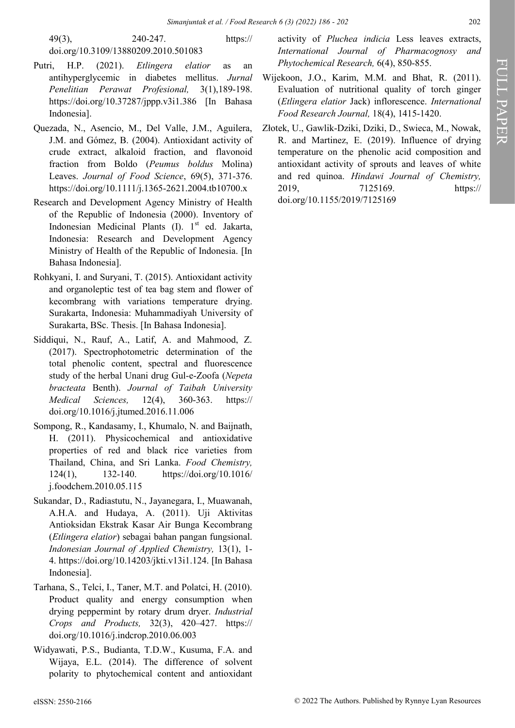49(3), 240-247. https://doi.org/10.3109/13880209.2010.501083

Putri, H.P. (2021). *Etlingera elatior* as an antihyperglycemic in diabetes mellitus. *Jurnal Penelitian Perawat Profesional,* 3(1),189-198. https://doi.org/10.37287/jppp.v3i1.386 [In Bahasa Indonesia].

Quezada, N., Asencio, M., Del Valle, J.M., Aguilera, J.M. and Gómez, B. (2004). Antioxidant activity of crude extract, alkaloid fraction, and flavonoid fraction from Boldo (*Peumus boldus* Molina) Leaves. *Journal of Food Science*, 69(5), 371-376. https://doi.org/10.1111/j.1365-2621.2004.tb10700.x

Research and Development Agency Ministry of Health of the Republic of Indonesia (2000). Inventory of Indonesian Medicinal Plants (I). 1st ed. Jakarta, Indonesia: Research and Development Agency Ministry of Health of the Republic of Indonesia. [In Bahasa Indonesia].

Rohkyani, I. and Suryani, T. (2015). Antioxidant activity and organoleptic test of tea bag stem and flower of kecombrang with variations temperature drying. Surakarta, Indonesia: Muhammadiyah University of Surakarta, BSc. Thesis. [In Bahasa Indonesia].

Siddiqui, N., Rauf, A., Latif, A. and Mahmood, Z. (2017). Spectrophotometric determination of the total phenolic content, spectral and fluorescence study of the herbal Unani drug Gul-e-Zoofa (*Nepeta bracteata* Benth). *Journal of Taibah University Medical Sciences,* 12(4), 360-363. https://doi.org/10.1016/j.jtumed.2016.11.006

Sompong, R., Kandasamy, I., Khumalo, N. and Baijnath, H. (2011). Physicochemical and antioxidative properties of red and black rice varieties from Thailand, China, and Sri Lanka. *Food Chemistry,* 124(1), 132-140. https://doi.org/10.1016/j.foodchem.2010.05.115

Sukandar, D., Radiastutu, N., Jayanegara, I., Muawanah, A.H.A. and Hudaya, A. (2011). Uji Aktivitas Antioksidan Ekstrak Kasar Air Bunga Kecombrang (*Etlingera elatior*) sebagai bahan pangan fungsional. *Indonesian Journal of Applied Chemistry,* 13(1), 1-4. https://doi.org/10.14203/jkti.v13i1.124. [In Bahasa Indonesia].

Tarhana, S., Telci, I., Taner, M.T. and Polatci, H. (2010). Product quality and energy consumption when drying peppermint by rotary drum dryer. *Industrial Crops and Products,* 32(3), 420–427. https://doi.org/10.1016/j.indcrop.2010.06.003

Widyawati, P.S., Budianta, T.D.W., Kusuma, F.A. and Wijaya, E.L. (2014). The difference of solvent polarity to phytochemical content and antioxidant activity of *Pluchea indicia* Less leaves extracts, *International Journal of Pharmacognosy and Phytochemical Research,* 6(4), 850-855.

Wijekoon, J.O., Karim, M.M. and Bhat, R. (2011). Evaluation of nutritional quality of torch ginger (*Etlingera elatior* Jack) inflorescence. *International Food Research Journal,* 18(4), 1415-1420.

Złotek, U., Gawlik-Dziki, Dziki, D., Swieca, M., Nowak, R. and Martinez, E. (2019). Influence of drying temperature on the phenolic acid composition and antioxidant activity of sprouts and leaves of white and red quinoa. *Hindawi Journal of Chemistry,* 2019, 7125169. https://doi.org/10.1155/2019/7125169